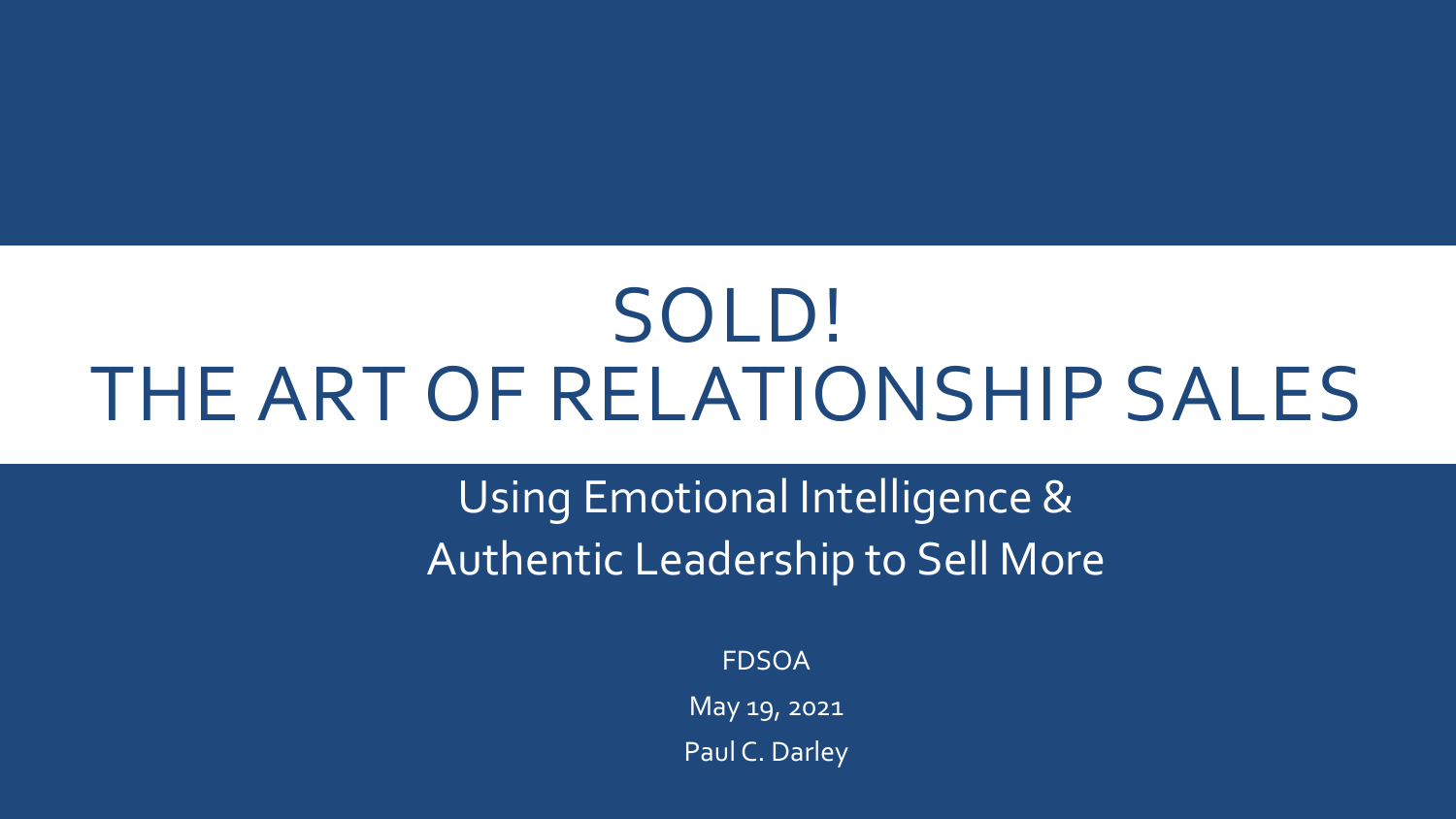# SOLD! THE ART OF RELATIONSHIP SALES

## Using Emotional Intelligence & Authentic Leadership to Sell More

FDSOA

May 19, 2021

Paul C. Darley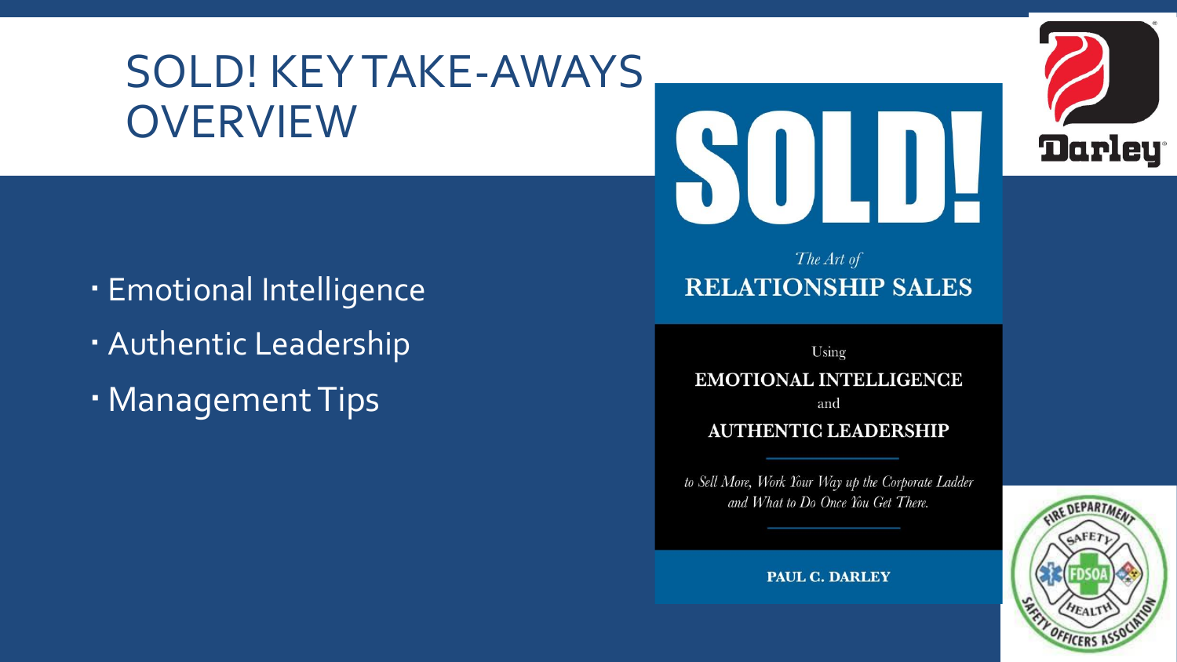# SOLD! KEY TAKE-AWAYS OVERVIEW

- Emotional Intelligence
- Authentic Leadership
- Management Tips

SOLD!

*The Art of*

**RELATIONSHIP SALES**

Using

**EMOTIONAL INTELLIGENCE**

and

**AUTHENTIC LEADERSHIP**

*to Sell More, Work Your Way up the Corporate Ladder and What to Do Once You Get There.*

**PAUL C. DARLEY**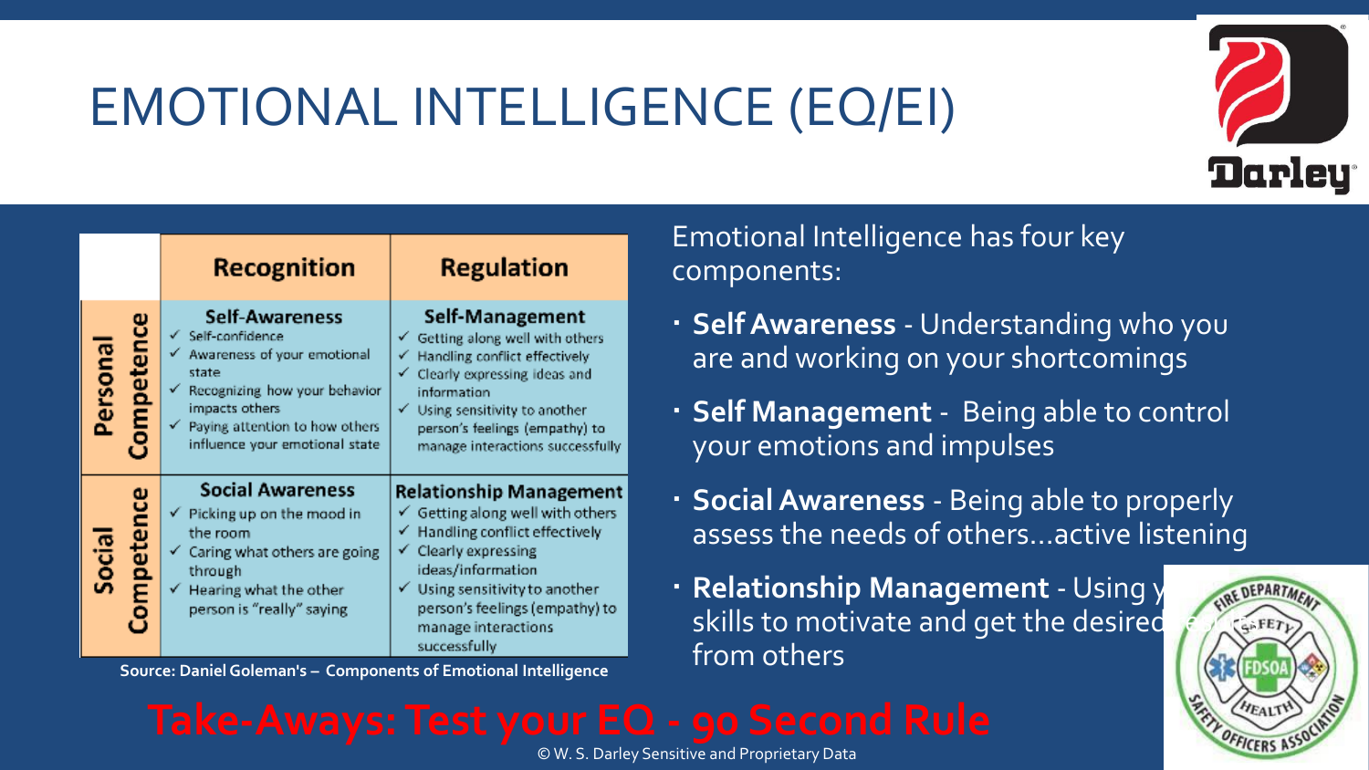# EMOTIONAL INTELLIGENCE (EQ/EI)

| | Recognition | Regulation |
|---|---|---|
| **Personal Competence** | **Self-Awareness**<br>✓ Self-confidence<br>✓ Awareness of your emotional state<br>✓ Recognizing how your behavior impacts others<br>✓ Paying attention to how others influence your emotional state | **Self-Management**<br>✓ Getting along well with others<br>✓ Handling conflict effectively<br>✓ Clearly expressing ideas and information<br>✓ Using sensitivity to another person's feelings (empathy) to manage interactions successfully |
| **Social Competence** | **Social Awareness**<br>✓ Picking up on the mood in the room<br>✓ Caring what others are going through<br>✓ Hearing what the other person is "really" saying | **Relationship Management**<br>✓ Getting along well with others<br>✓ Handling conflict effectively<br>✓ Clearly expressing ideas/information<br>✓ Using sensitivity to another person's feelings (empathy) to manage interactions successfully |

**Source: Daniel Goleman's – Components of Emotional Intelligence**

Emotional Intelligence has four key components:

- **Self Awareness** - Understanding who you are and working on your shortcomings
- **Self Management** - Being able to control your emotions and impulses
- **Social Awareness** - Being able to properly assess the needs of others…active listening
- **Relationship Management** - Using y… skills to motivate and get the desired … from others

**Take-Aways: Test your EQ - 90 Second Rule**

© W. S. Darley Sensitive and Proprietary Data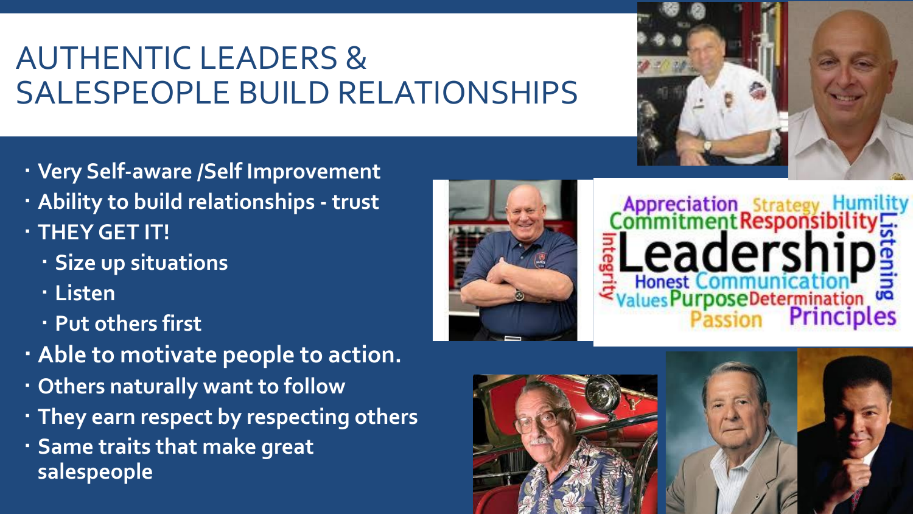# AUTHENTIC LEADERS & SALESPEOPLE BUILD RELATIONSHIPS

- Very Self-aware /Self Improvement
- Ability to build relationships - trust
- THEY GET IT!
  - Size up situations
  - Listen
  - Put others first
- Able to motivate people to action.
- Others naturally want to follow
- They earn respect by respecting others
- Same traits that make great salespeople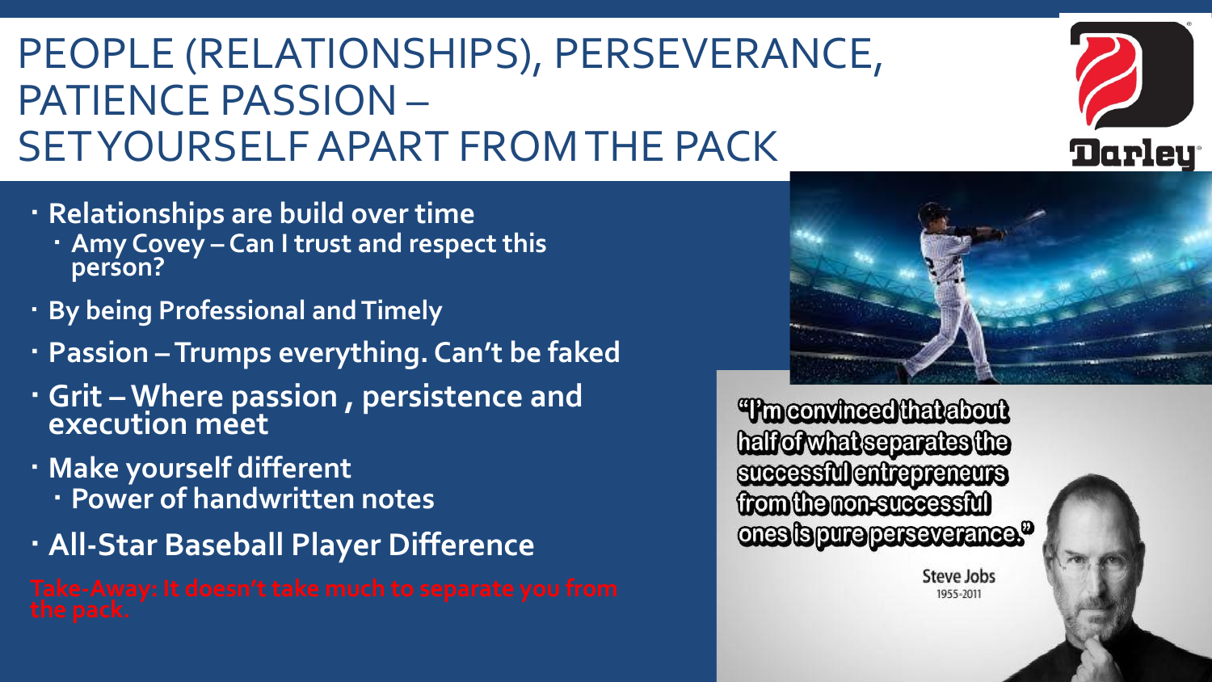# PEOPLE (RELATIONSHIPS), PERSEVERANCE, PATIENCE PASSION – SET YOURSELF APART FROM THE PACK

- **Relationships are build over time**
  - **Amy Covey – Can I trust and respect this person?**
- **By being Professional and Timely**
- **Passion – Trumps everything. Can't be faked**
- **Grit – Where passion , persistence and execution meet**
- **Make yourself different**
  - **Power of handwritten notes**
- **All-Star Baseball Player Difference**

Take-Away: It doesn't take much to separate you from the pack.

"I'm convinced that about half of what separates the successful entrepreneurs from the non-successful ones is pure perseverance."

Steve Jobs
1955-2011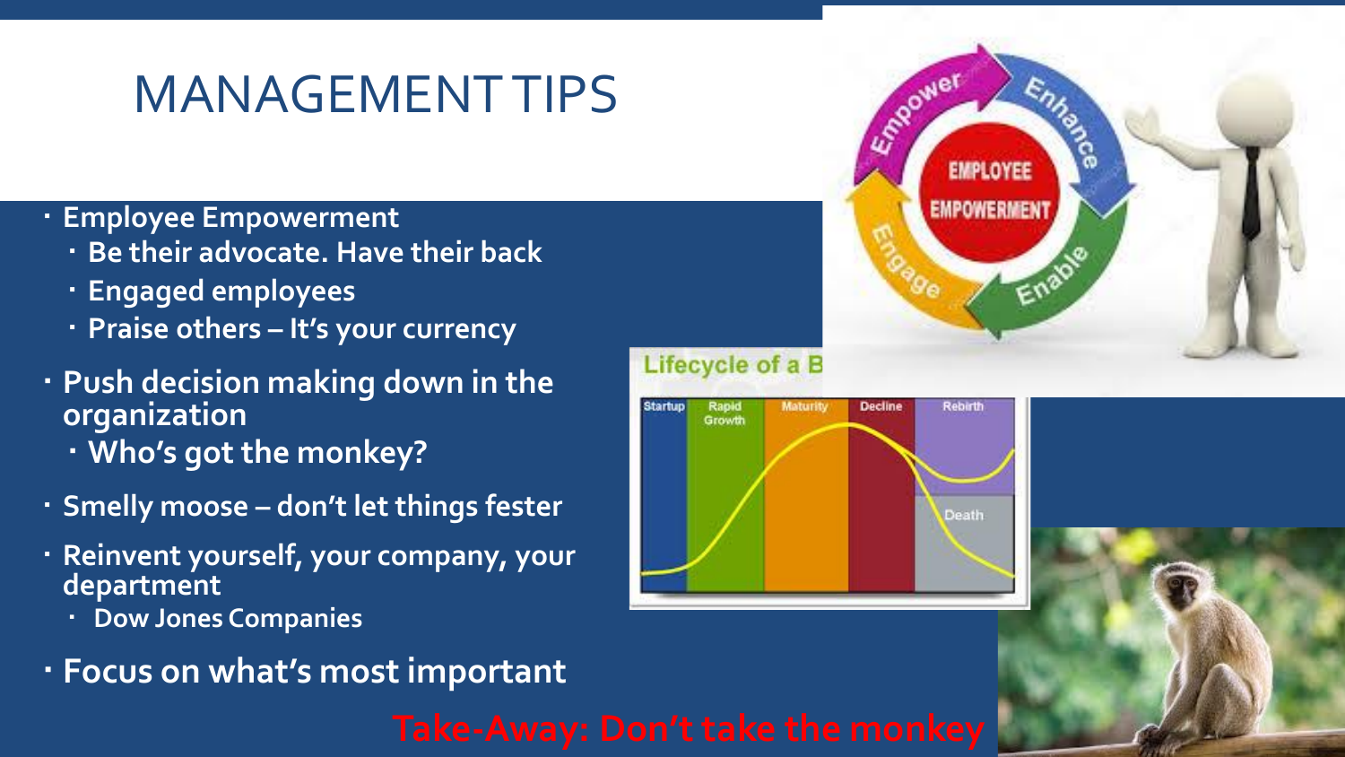# MANAGEMENT TIPS

- Employee Empowerment
  - Be their advocate. Have their back
  - Engaged employees
  - Praise others – It's your currency
- Push decision making down in the organization
  - Who's got the monkey?
- Smelly moose – don't let things fester
- Reinvent yourself, your company, your department
  - Dow Jones Companies
- Focus on what's most important

Take-Away: Don't take the monkey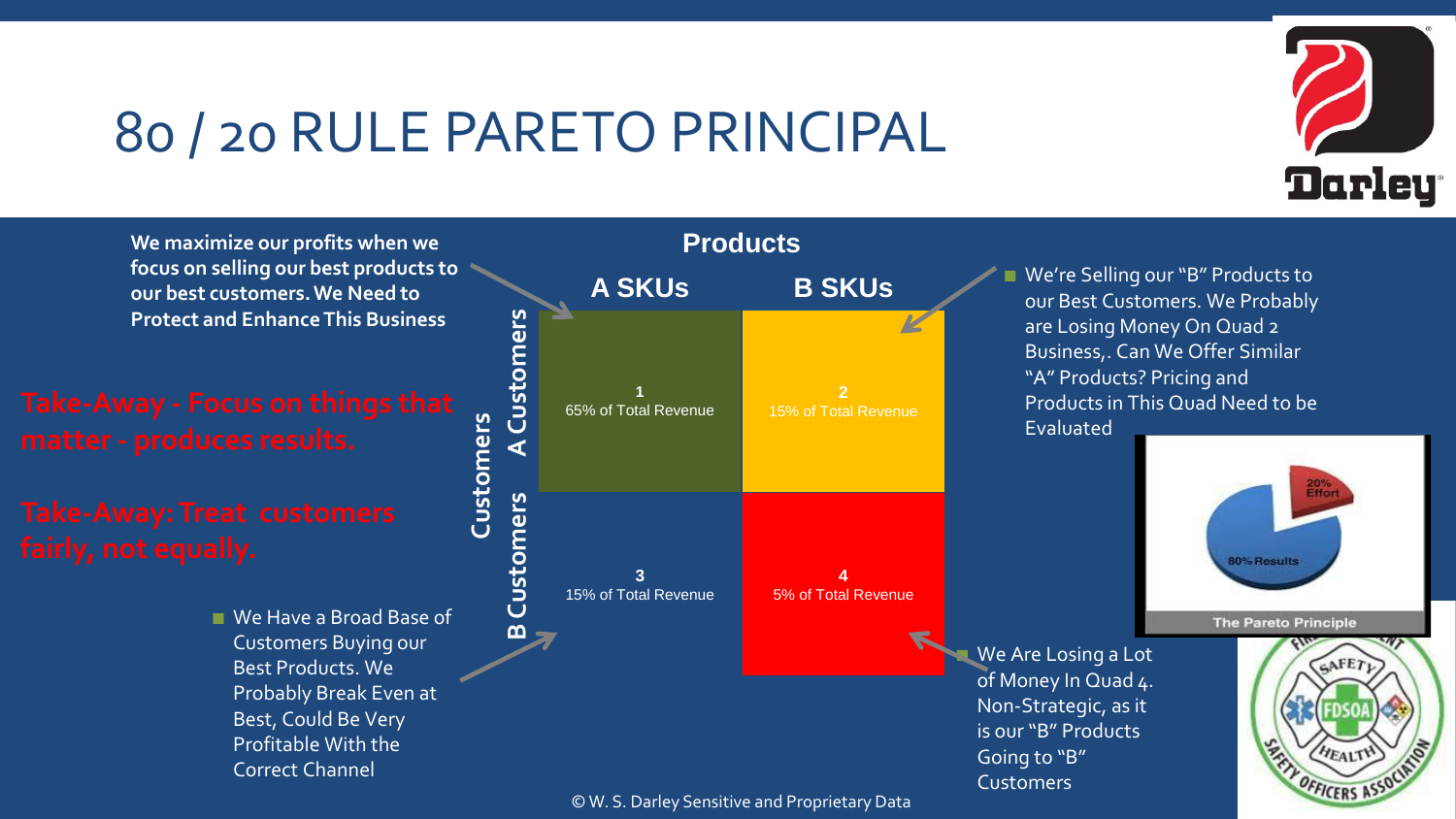# 80 / 20 RULE PARETO PRINCIPAL

**We maximize our profits when we focus on selling our best products to our best customers. We Need to Protect and Enhance This Business**

**Take-Away - Focus on things that matter - produces results.**

**Take-Away: Treat customers fairly, not equally.**

**Products**

| Customers | A SKUs | B SKUs |
|---|---|---|
| A Customers | 1<br>65% of Total Revenue | 2<br>15% of Total Revenue |
| B Customers | 3<br>15% of Total Revenue | 4<br>5% of Total Revenue |

- We're Selling our "B" Products to our Best Customers. We Probably are Losing Money On Quad 2 Business,. Can We Offer Similar "A" Products? Pricing and Products in This Quad Need to be Evaluated

- We Have a Broad Base of Customers Buying our Best Products. We Probably Break Even at Best, Could Be Very Profitable With the Correct Channel

- We Are Losing a Lot of Money In Quad 4. Non-Strategic, as it is our "B" Products Going to "B" Customers

20% Effort
80% Results
The Pareto Principle

© W. S. Darley Sensitive and Proprietary Data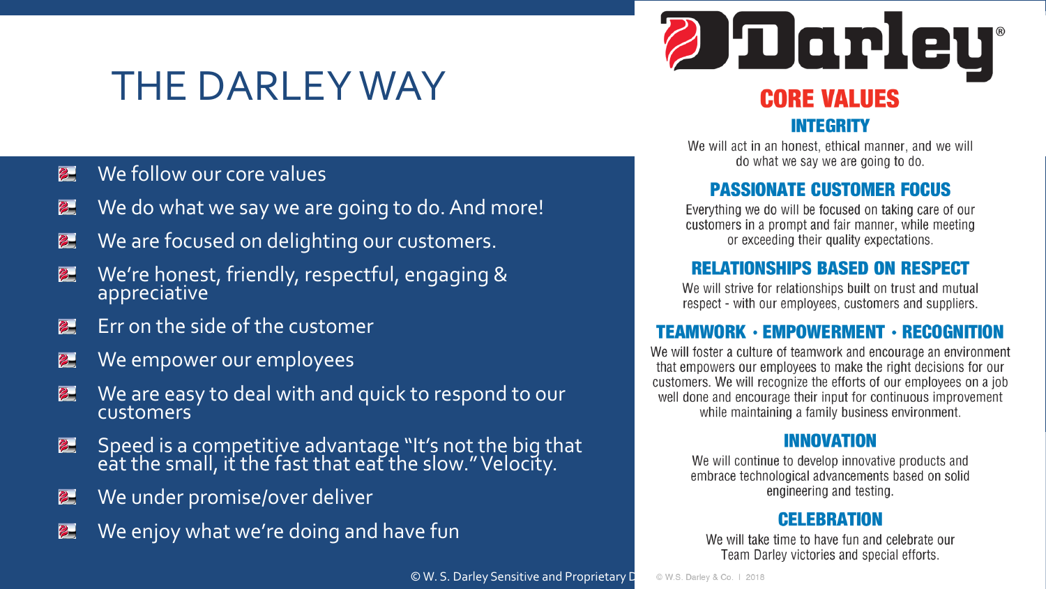# THE DARLEY WAY

- We follow our core values
- We do what we say we are going to do. And more!
- We are focused on delighting our customers.
- We're honest, friendly, respectful, engaging & appreciative
- Err on the side of the customer
- We empower our employees
- We are easy to deal with and quick to respond to our customers
- Speed is a competitive advantage "It's not the big that eat the small, it the fast that eat the slow." Velocity.
- We under promise/over deliver
- We enjoy what we're doing and have fun

Darley®

## CORE VALUES

### INTEGRITY

We will act in an honest, ethical manner, and we will do what we say we are going to do.

### PASSIONATE CUSTOMER FOCUS

Everything we do will be focused on taking care of our customers in a prompt and fair manner, while meeting or exceeding their quality expectations.

### RELATIONSHIPS BASED ON RESPECT

We will strive for relationships built on trust and mutual respect - with our employees, customers and suppliers.

### TEAMWORK · EMPOWERMENT · RECOGNITION

We will foster a culture of teamwork and encourage an environment that empowers our employees to make the right decisions for our customers. We will recognize the efforts of our employees on a job well done and encourage their input for continuous improvement while maintaining a family business environment.

### INNOVATION

We will continue to develop innovative products and embrace technological advancements based on solid engineering and testing.

### CELEBRATION

We will take time to have fun and celebrate our Team Darley victories and special efforts.

© W.S. Darley & Co. | 2018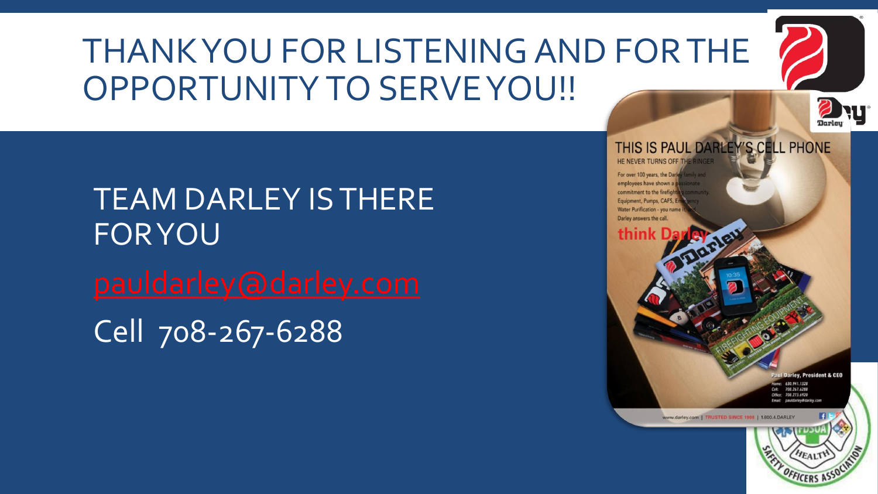# THANK YOU FOR LISTENING AND FOR THE OPPORTUNITY TO SERVE YOU!!

TEAM DARLEY IS THERE FOR YOU

pauldarley@darley.com

Cell 708-267-6288